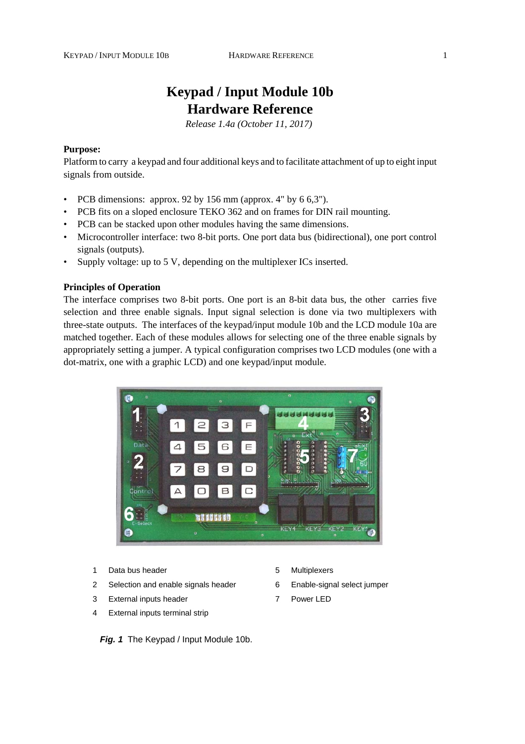// Keypad / Input Module 10b Hardware Reference

# Keypad / Input Module 10b
# Hardware Reference

*Release 1.4a (October 11, 2017)*

**Purpose:**
Platform to carry a keypad and four additional keys and to facilitate attachment of up to eight input signals from outside.

- PCB dimensions: approx. 92 by 156 mm (approx. 4" by 6 6,3").
- PCB fits on a sloped enclosure TEKO 362 and on frames for DIN rail mounting.
- PCB can be stacked upon other modules having the same dimensions.
- Microcontroller interface: two 8-bit ports. One port data bus (bidirectional), one port control signals (outputs).
- Supply voltage: up to 5 V, depending on the multiplexer ICs inserted.

**Principles of Operation**
The interface comprises two 8-bit ports. One port is an 8-bit data bus, the other carries five selection and three enable signals. Input signal selection is done via two multiplexers with three-state outputs. The interfaces of the keypad/input module 10b and the LCD module 10a are matched together. Each of these modules allows for selecting one of the three enable signals by appropriately setting a jumper. A typical configuration comprises two LCD modules (one with a dot-matrix, one with a graphic LCD) and one keypad/input module.

1 Data bus header
2 Selection and enable signals header
3 External inputs header
4 External inputs terminal strip
5 Multiplexers
6 Enable-signal select jumper
7 Power LED

***Fig. 1*** The Keypad / Input Module 10b.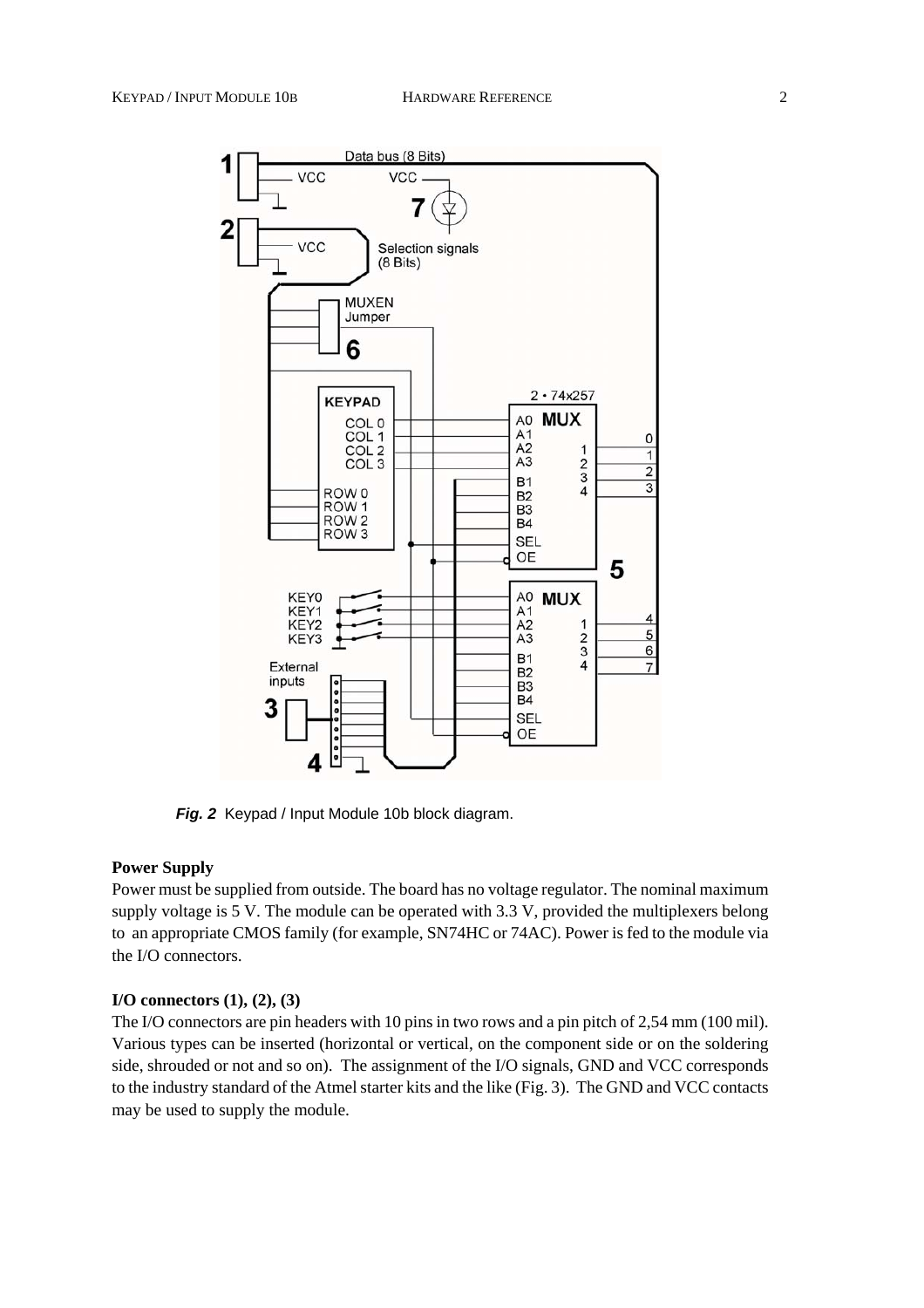*Fig. 2* Keypad / Input Module 10b block diagram.

**Power Supply**

Power must be supplied from outside. The board has no voltage regulator. The nominal maximum supply voltage is 5 V. The module can be operated with 3.3 V, provided the multiplexers belong to an appropriate CMOS family (for example, SN74HC or 74AC). Power is fed to the module via the I/O connectors.

**I/O connectors (1), (2), (3)**

The I/O connectors are pin headers with 10 pins in two rows and a pin pitch of 2,54 mm (100 mil). Various types can be inserted (horizontal or vertical, on the component side or on the soldering side, shrouded or not and so on). The assignment of the I/O signals, GND and VCC corresponds to the industry standard of the Atmel starter kits and the like (Fig. 3). The GND and VCC contacts may be used to supply the module.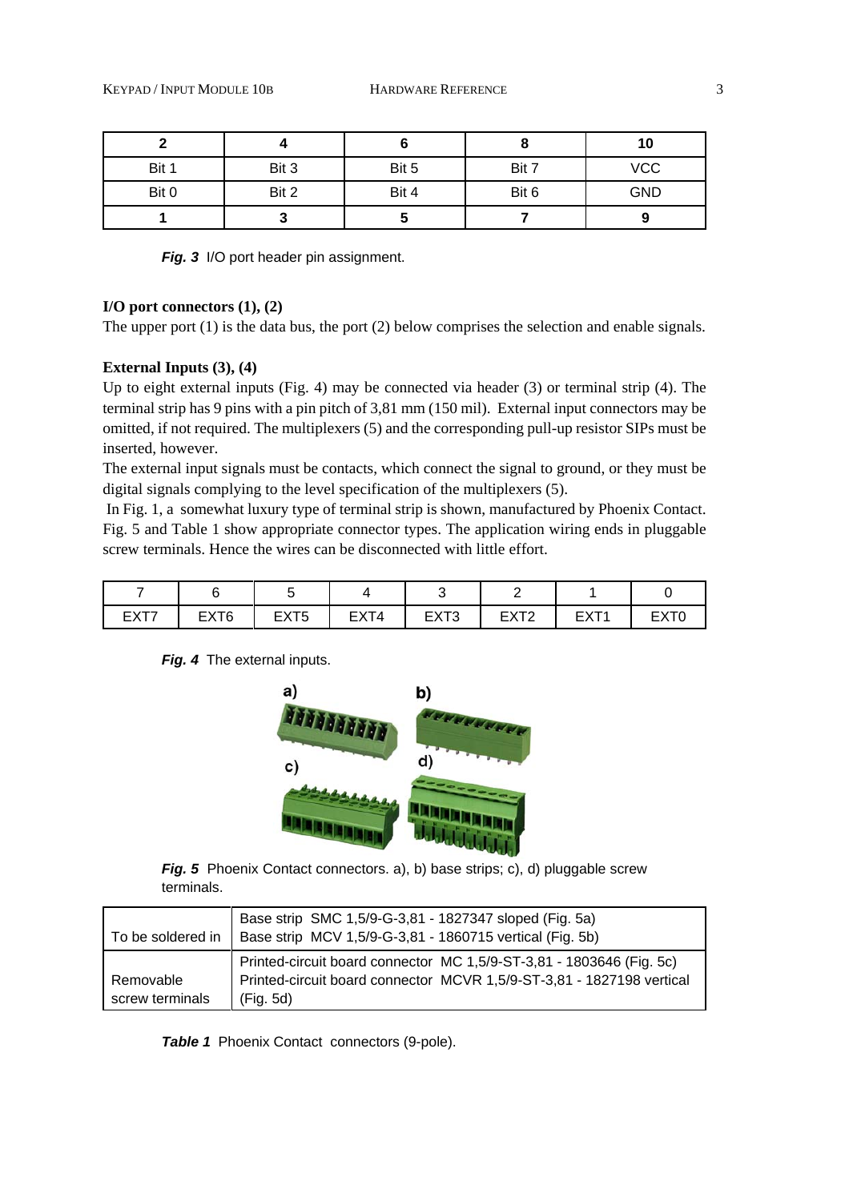| 2 | 4 | 6 | 8 | 10 |
|---|---|---|---|---|
| Bit 1 | Bit 3 | Bit 5 | Bit 7 | VCC |
| Bit 0 | Bit 2 | Bit 4 | Bit 6 | GND |
| 1 | 3 | 5 | 7 | 9 |

***Fig. 3*** I/O port header pin assignment.

**I/O port connectors (1), (2)**

The upper port (1) is the data bus, the port (2) below comprises the selection and enable signals.

**External Inputs (3), (4)**

Up to eight external inputs (Fig. 4) may be connected via header (3) or terminal strip (4). The terminal strip has 9 pins with a pin pitch of 3,81 mm (150 mil). External input connectors may be omitted, if not required. The multiplexers (5) and the corresponding pull-up resistor SIPs must be inserted, however.

The external input signals must be contacts, which connect the signal to ground, or they must be digital signals complying to the level specification of the multiplexers (5).

In Fig. 1, a somewhat luxury type of terminal strip is shown, manufactured by Phoenix Contact. Fig. 5 and Table 1 show appropriate connector types. The application wiring ends in pluggable screw terminals. Hence the wires can be disconnected with little effort.

| 7 | 6 | 5 | 4 | 3 | 2 | 1 | 0 |
|---|---|---|---|---|---|---|---|
| EXT7 | EXT6 | EXT5 | EXT4 | EXT3 | EXT2 | EXT1 | EXT0 |

***Fig. 4*** The external inputs.

***Fig. 5*** Phoenix Contact connectors. a), b) base strips; c), d) pluggable screw terminals.

| | |
|---|---|
| To be soldered in | Base strip SMC 1,5/9-G-3,81 - 1827347 sloped (Fig. 5a)<br>Base strip MCV 1,5/9-G-3,81 - 1860715 vertical (Fig. 5b) |
| Removable screw terminals | Printed-circuit board connector MC 1,5/9-ST-3,81 - 1803646 (Fig. 5c)<br>Printed-circuit board connector MCVR 1,5/9-ST-3,81 - 1827198 vertical (Fig. 5d) |

***Table 1*** Phoenix Contact connectors (9-pole).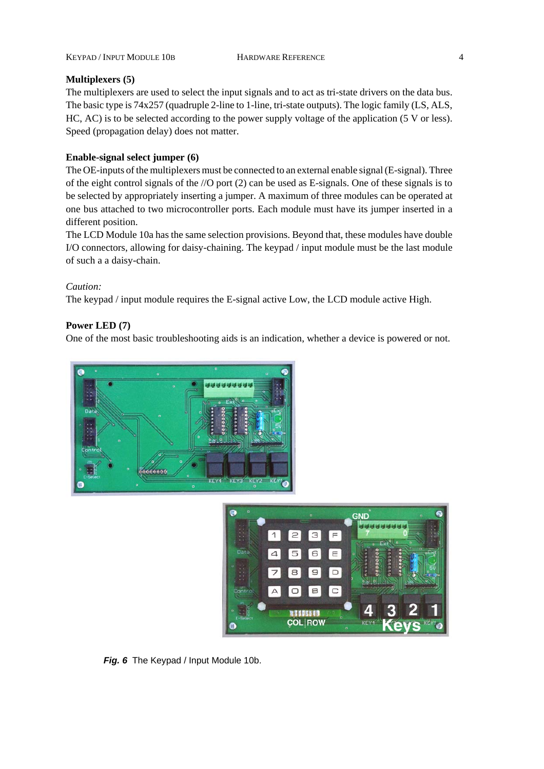**Multiplexers (5)**

The multiplexers are used to select the input signals and to act as tri-state drivers on the data bus. The basic type is 74x257 (quadruple 2-line to 1-line, tri-state outputs). The logic family (LS, ALS, HC, AC) is to be selected according to the power supply voltage of the application (5 V or less). Speed (propagation delay) does not matter.

**Enable-signal select jumper (6)**

The OE-inputs of the multiplexers must be connected to an external enable signal (E-signal). Three of the eight control signals of the //O port (2) can be used as E-signals. One of these signals is to be selected by appropriately inserting a jumper. A maximum of three modules can be operated at one bus attached to two microcontroller ports. Each module must have its jumper inserted in a different position.

The LCD Module 10a has the same selection provisions. Beyond that, these modules have double I/O connectors, allowing for daisy-chaining. The keypad / input module must be the last module of such a a daisy-chain.

*Caution:*

The keypad / input module requires the E-signal active Low, the LCD module active High.

**Power LED (7)**

One of the most basic troubleshooting aids is an indication, whether a device is powered or not.

***Fig. 6*** The Keypad / Input Module 10b.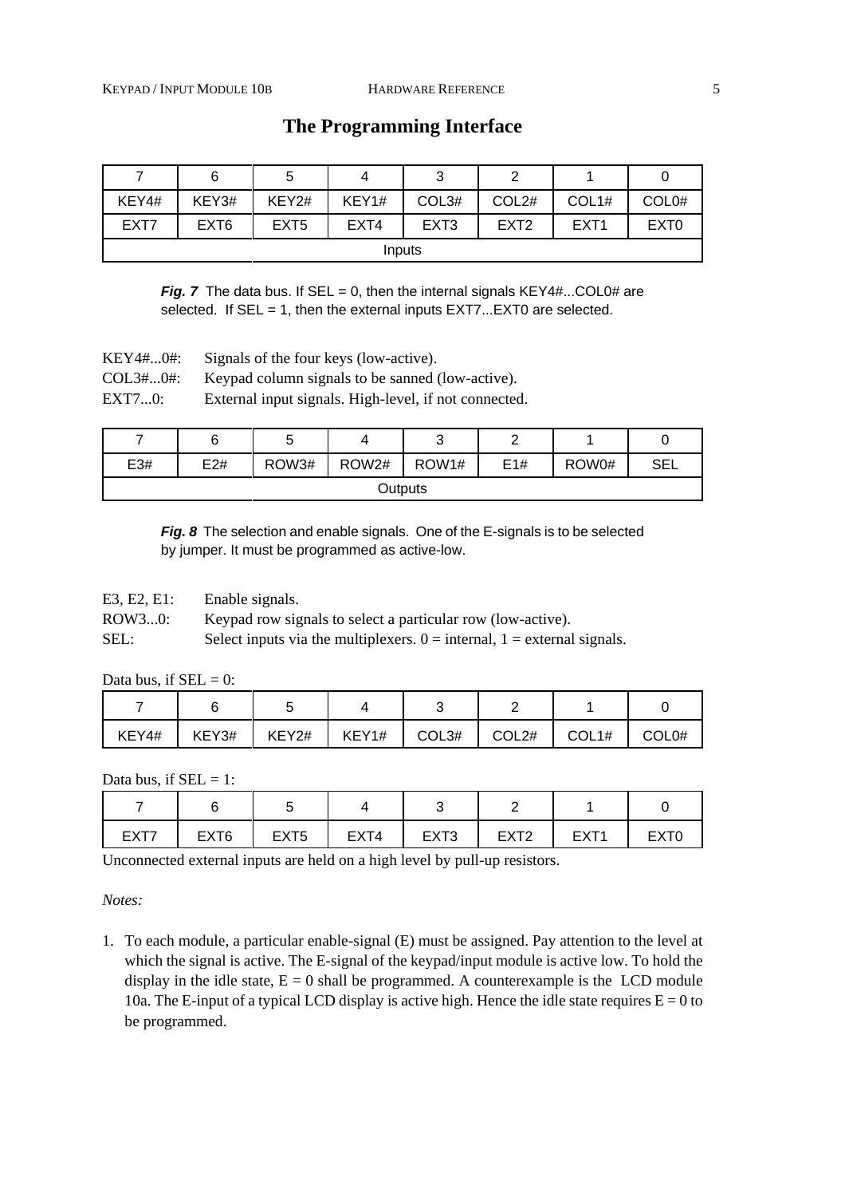## The Programming Interface

| 7 | 6 | 5 | 4 | 3 | 2 | 1 | 0 |
|---|---|---|---|---|---|---|---|
| KEY4# | KEY3# | KEY2# | KEY1# | COL3# | COL2# | COL1# | COL0# |
| EXT7 | EXT6 | EXT5 | EXT4 | EXT3 | EXT2 | EXT1 | EXT0 |
| Inputs | | | | | | | |

***Fig. 7*** The data bus. If SEL = 0, then the internal signals KEY4#...COL0# are selected. If SEL = 1, then the external inputs EXT7...EXT0 are selected.

KEY4#...0#: Signals of the four keys (low-active).
COL3#...0#: Keypad column signals to be sanned (low-active).
EXT7...0: External input signals. High-level, if not connected.

| 7 | 6 | 5 | 4 | 3 | 2 | 1 | 0 |
|---|---|---|---|---|---|---|---|
| E3# | E2# | ROW3# | ROW2# | ROW1# | E1# | ROW0# | SEL |
| Outputs | | | | | | | |

***Fig. 8*** The selection and enable signals. One of the E-signals is to be selected by jumper. It must be programmed as active-low.

E3, E2, E1: Enable signals.
ROW3...0: Keypad row signals to select a particular row (low-active).
SEL: Select inputs via the multiplexers. 0 = internal, 1 = external signals.

Data bus, if SEL = 0:

| 7 | 6 | 5 | 4 | 3 | 2 | 1 | 0 |
|---|---|---|---|---|---|---|---|
| KEY4# | KEY3# | KEY2# | KEY1# | COL3# | COL2# | COL1# | COL0# |

Data bus, if SEL = 1:

| 7 | 6 | 5 | 4 | 3 | 2 | 1 | 0 |
|---|---|---|---|---|---|---|---|
| EXT7 | EXT6 | EXT5 | EXT4 | EXT3 | EXT2 | EXT1 | EXT0 |

Unconnected external inputs are held on a high level by pull-up resistors.

*Notes:*

1. To each module, a particular enable-signal (E) must be assigned. Pay attention to the level at which the signal is active. The E-signal of the keypad/input module is active low. To hold the display in the idle state, E = 0 shall be programmed. A counterexample is the LCD module 10a. The E-input of a typical LCD display is active high. Hence the idle state requires E = 0 to be programmed.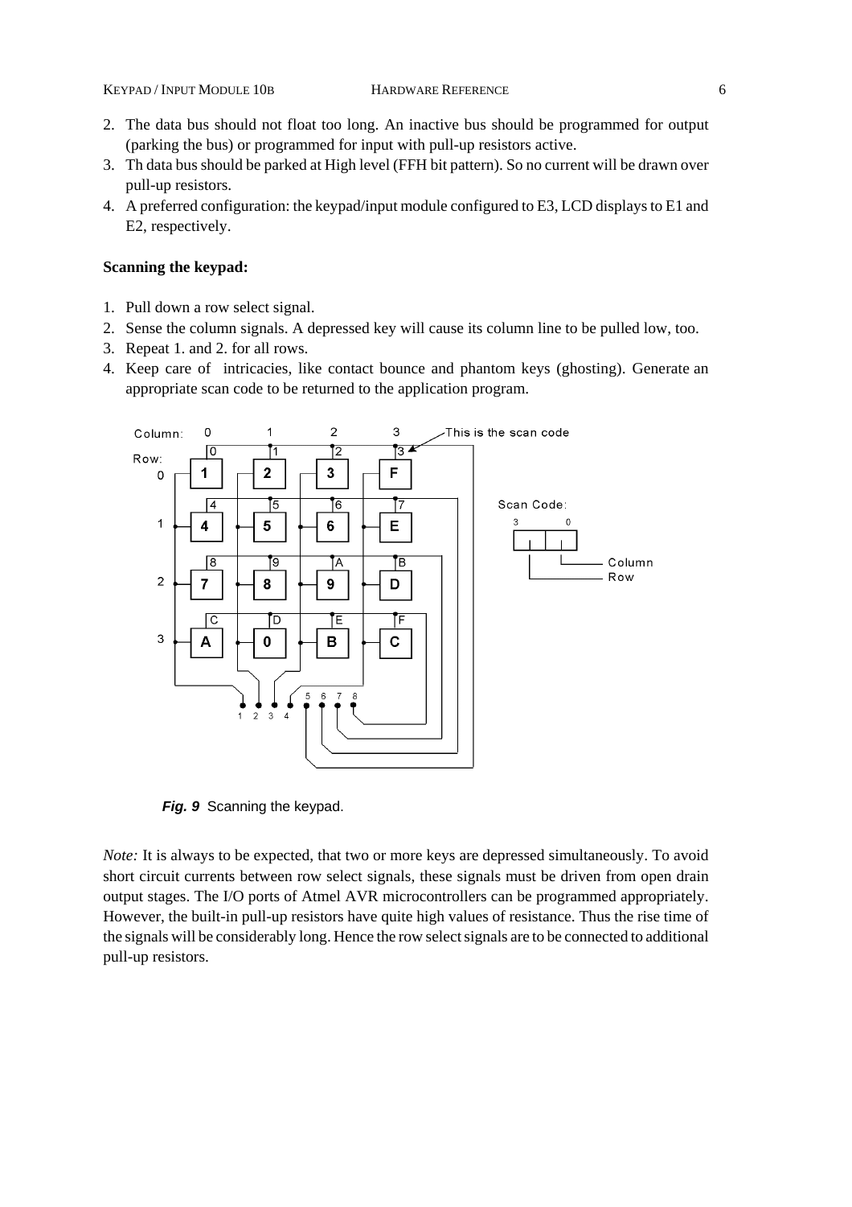2. The data bus should not float too long. An inactive bus should be programmed for output (parking the bus) or programmed for input with pull-up resistors active.
3. Th data bus should be parked at High level (FFH bit pattern). So no current will be drawn over pull-up resistors.
4. A preferred configuration: the keypad/input module configured to E3, LCD displays to E1 and E2, respectively.

**Scanning the keypad:**

1. Pull down a row select signal.
2. Sense the column signals. A depressed key will cause its column line to be pulled low, too.
3. Repeat 1. and 2. for all rows.
4. Keep care of intricacies, like contact bounce and phantom keys (ghosting). Generate an appropriate scan code to be returned to the application program.

***Fig. 9*** Scanning the keypad.

*Note:* It is always to be expected, that two or more keys are depressed simultaneously. To avoid short circuit currents between row select signals, these signals must be driven from open drain output stages. The I/O ports of Atmel AVR microcontrollers can be programmed appropriately. However, the built-in pull-up resistors have quite high values of resistance. Thus the rise time of the signals will be considerably long. Hence the row select signals are to be connected to additional pull-up resistors.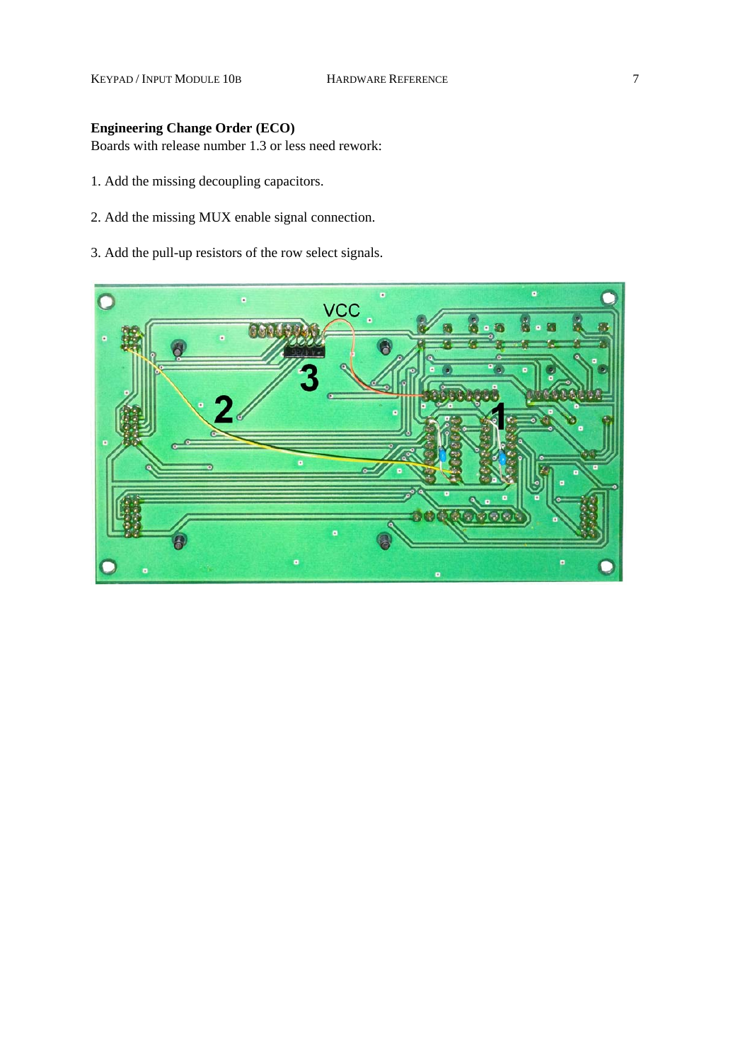**Engineering Change Order (ECO)**

Boards with release number 1.3 or less need rework:

1. Add the missing decoupling capacitors.

2. Add the missing MUX enable signal connection.

3. Add the pull-up resistors of the row select signals.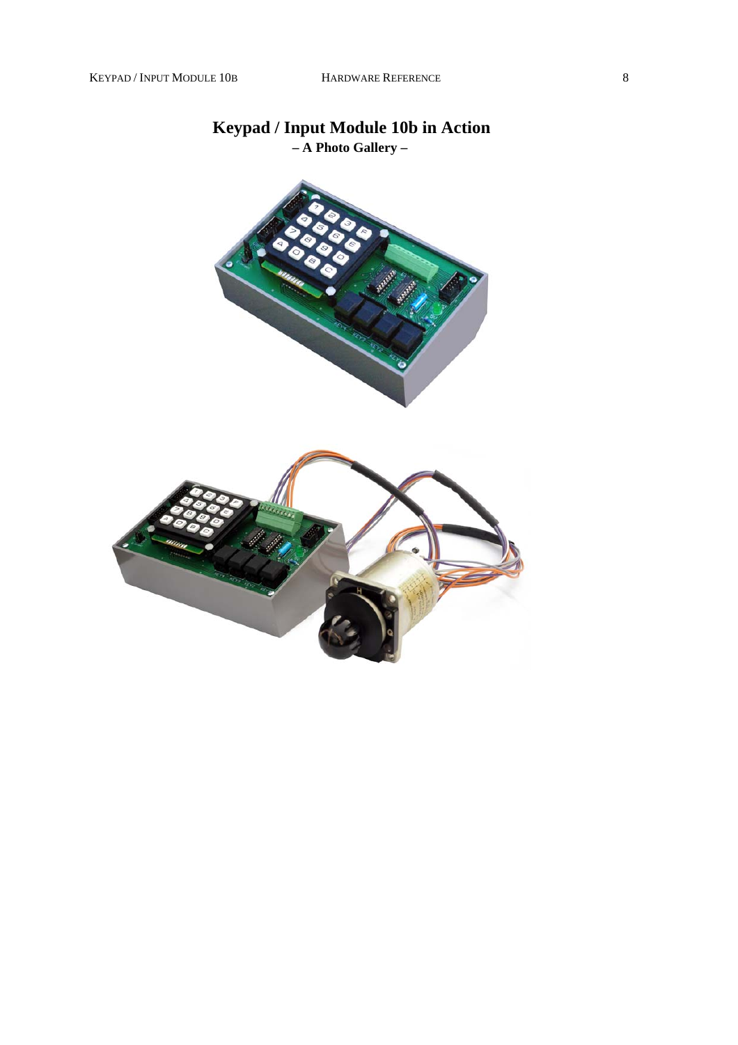# Keypad / Input Module 10b in Action

**– A Photo Gallery –**